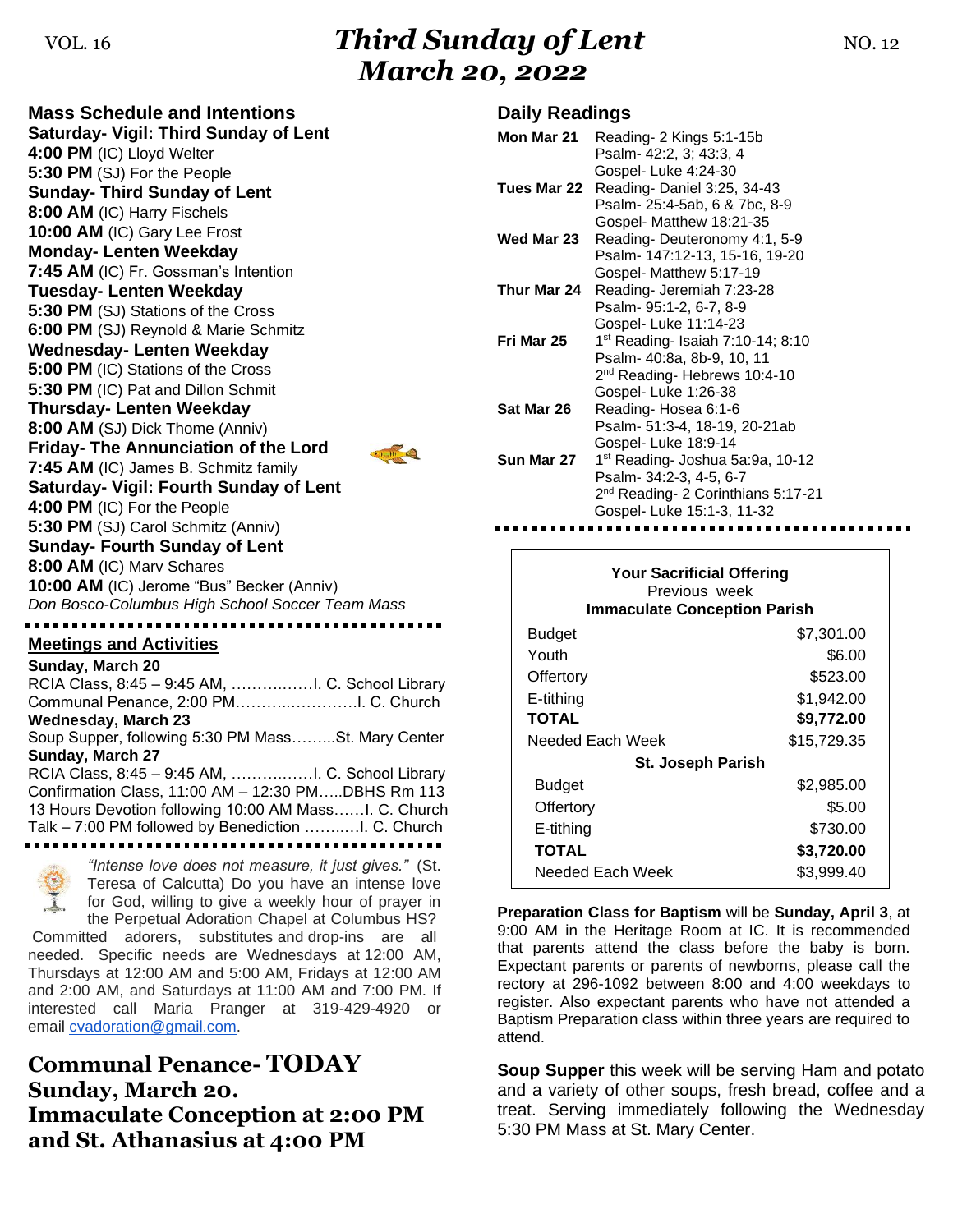# Third Sunday of Lent
# March 20, 2022

VOL. 16 NO. 12

## Mass Schedule and Intentions

**Saturday- Vigil: Third Sunday of Lent**
**4:00 PM** (IC) Lloyd Welter
**5:30 PM** (SJ) For the People
**Sunday- Third Sunday of Lent**
**8:00 AM** (IC) Harry Fischels
**10:00 AM** (IC) Gary Lee Frost
**Monday- Lenten Weekday**
**7:45 AM** (IC) Fr. Gossman's Intention
**Tuesday- Lenten Weekday**
**5:30 PM** (SJ) Stations of the Cross
**6:00 PM** (SJ) Reynold & Marie Schmitz
**Wednesday- Lenten Weekday**
**5:00 PM** (IC) Stations of the Cross
**5:30 PM** (IC) Pat and Dillon Schmit
**Thursday- Lenten Weekday**
**8:00 AM** (SJ) Dick Thome (Anniv)
**Friday- The Annunciation of the Lord**
**7:45 AM** (IC) James B. Schmitz family
**Saturday- Vigil: Fourth Sunday of Lent**
**4:00 PM** (IC) For the People
**5:30 PM** (SJ) Carol Schmitz (Anniv)
**Sunday- Fourth Sunday of Lent**
**8:00 AM** (IC) Marv Schares
**10:00 AM** (IC) Jerome "Bus" Becker (Anniv)
*Don Bosco-Columbus High School Soccer Team Mass*

## Meetings and Activities

**Sunday, March 20**
RCIA Class, 8:45 – 9:45 AM, ……………I. C. School Library
Communal Penance, 2:00 PM………..………….I. C. Church
**Wednesday, March 23**
Soup Supper, following 5:30 PM Mass……...St. Mary Center
**Sunday, March 27**
RCIA Class, 8:45 – 9:45 AM, ……………I. C. School Library
Confirmation Class, 11:00 AM – 12:30 PM…..DBHS Rm 113
13 Hours Devotion following 10:00 AM Mass……I. C. Church
Talk – 7:00 PM followed by Benediction ……..…I. C. Church

*"Intense love does not measure, it just gives."* (St. Teresa of Calcutta) Do you have an intense love for God, willing to give a weekly hour of prayer in the Perpetual Adoration Chapel at Columbus HS? Committed adorers, substitutes and drop-ins are all needed. Specific needs are Wednesdays at 12:00 AM, Thursdays at 12:00 AM and 5:00 AM, Fridays at 12:00 AM and 2:00 AM, and Saturdays at 11:00 AM and 7:00 PM. If interested call Maria Pranger at 319-429-4920 or email cvadoration@gmail.com.

## Communal Penance- TODAY Sunday, March 20. Immaculate Conception at 2:00 PM and St. Athanasius at 4:00 PM

## Daily Readings

| | |
|---|---|
| **Mon Mar 21** | Reading- 2 Kings 5:1-15b<br>Psalm- 42:2, 3; 43:3, 4<br>Gospel- Luke 4:24-30 |
| **Tues Mar 22** | Reading- Daniel 3:25, 34-43<br>Psalm- 25:4-5ab, 6 & 7bc, 8-9<br>Gospel- Matthew 18:21-35 |
| **Wed Mar 23** | Reading- Deuteronomy 4:1, 5-9<br>Psalm- 147:12-13, 15-16, 19-20<br>Gospel- Matthew 5:17-19 |
| **Thur Mar 24** | Reading- Jeremiah 7:23-28<br>Psalm- 95:1-2, 6-7, 8-9<br>Gospel- Luke 11:14-23 |
| **Fri Mar 25** | 1st Reading- Isaiah 7:10-14; 8:10<br>Psalm- 40:8a, 8b-9, 10, 11<br>2nd Reading- Hebrews 10:4-10<br>Gospel- Luke 1:26-38 |
| **Sat Mar 26** | Reading- Hosea 6:1-6<br>Psalm- 51:3-4, 18-19, 20-21ab<br>Gospel- Luke 18:9-14 |
| **Sun Mar 27** | 1st Reading- Joshua 5a:9a, 10-12<br>Psalm- 34:2-3, 4-5, 6-7<br>2nd Reading- 2 Corinthians 5:17-21<br>Gospel- Luke 15:1-3, 11-32 |

**Your Sacrificial Offering**
Previous week

| **Immaculate Conception Parish** | |
|---|---|
| Budget | $7,301.00 |
| Youth | $6.00 |
| Offertory | $523.00 |
| E-tithing | $1,942.00 |
| **TOTAL** | **$9,772.00** |
| Needed Each Week | $15,729.35 |
| **St. Joseph Parish** | |
| Budget | $2,985.00 |
| Offertory | $5.00 |
| E-tithing | $730.00 |
| **TOTAL** | **$3,720.00** |
| Needed Each Week | $3,999.40 |

**Preparation Class for Baptism** will be **Sunday, April 3**, at 9:00 AM in the Heritage Room at IC. It is recommended that parents attend the class before the baby is born. Expectant parents or parents of newborns, please call the rectory at 296-1092 between 8:00 and 4:00 weekdays to register. Also expectant parents who have not attended a Baptism Preparation class within three years are required to attend.

**Soup Supper** this week will be serving Ham and potato and a variety of other soups, fresh bread, coffee and a treat. Serving immediately following the Wednesday 5:30 PM Mass at St. Mary Center.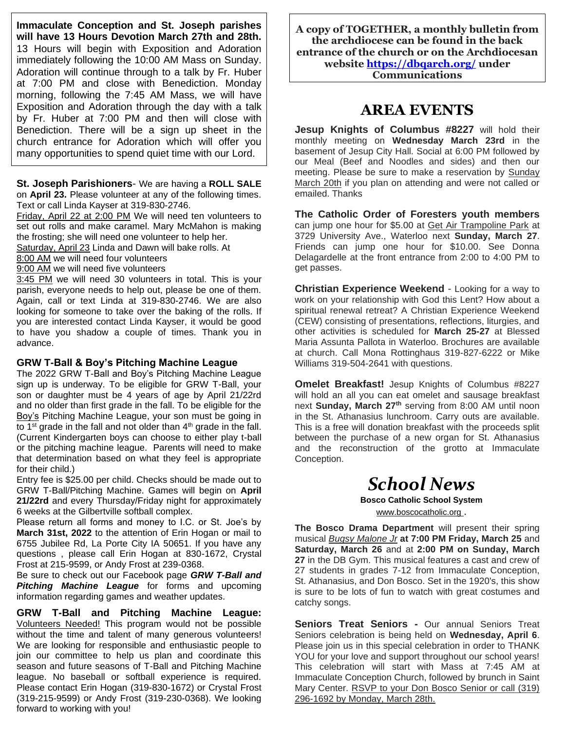**Immaculate Conception and St. Joseph parishes will have 13 Hours Devotion March 27th and 28th.** 13 Hours will begin with Exposition and Adoration immediately following the 10:00 AM Mass on Sunday. Adoration will continue through to a talk by Fr. Huber at 7:00 PM and close with Benediction. Monday morning, following the 7:45 AM Mass, we will have Exposition and Adoration through the day with a talk by Fr. Huber at 7:00 PM and then will close with Benediction. There will be a sign up sheet in the church entrance for Adoration which will offer you many opportunities to spend quiet time with our Lord.

**St. Joseph Parishioners**- We are having a **ROLL SALE** on **April 23.** Please volunteer at any of the following times. Text or call Linda Kayser at 319-830-2746.

Friday, April 22 at 2:00 PM We will need ten volunteers to set out rolls and make caramel. Mary McMahon is making the frosting; she will need one volunteer to help her.

Saturday, April 23 Linda and Dawn will bake rolls. At

8:00 AM we will need four volunteers

9:00 AM we will need five volunteers

3:45 PM we will need 30 volunteers in total. This is your parish, everyone needs to help out, please be one of them. Again, call or text Linda at 319-830-2746. We are also looking for someone to take over the baking of the rolls. If you are interested contact Linda Kayser, it would be good to have you shadow a couple of times. Thank you in advance.

**GRW T-Ball & Boy's Pitching Machine League**

The 2022 GRW T-Ball and Boy's Pitching Machine League sign up is underway. To be eligible for GRW T-Ball, your son or daughter must be 4 years of age by April 21/22rd and no older than first grade in the fall. To be eligible for the Boy's Pitching Machine League, your son must be going in to 1st grade in the fall and not older than 4th grade in the fall. (Current Kindergarten boys can choose to either play t-ball or the pitching machine league. Parents will need to make that determination based on what they feel is appropriate for their child.)

Entry fee is $25.00 per child. Checks should be made out to GRW T-Ball/Pitching Machine. Games will begin on **April 21/22rd** and every Thursday/Friday night for approximately 6 weeks at the Gilbertville softball complex.

Please return all forms and money to I.C. or St. Joe's by **March 31st, 2022** to the attention of Erin Hogan or mail to 6755 Jubilee Rd, La Porte City IA 50651. If you have any questions , please call Erin Hogan at 830-1672, Crystal Frost at 215-9599, or Andy Frost at 239-0368.

Be sure to check out our Facebook page ***GRW T-Ball and Pitching Machine League*** for forms and upcoming information regarding games and weather updates.

**GRW T-Ball and Pitching Machine League:** Volunteers Needed! This program would not be possible without the time and talent of many generous volunteers! We are looking for responsible and enthusiastic people to join our committee to help us plan and coordinate this season and future seasons of T-Ball and Pitching Machine league. No baseball or softball experience is required. Please contact Erin Hogan (319-830-1672) or Crystal Frost (319-215-9599) or Andy Frost (319-230-0368). We looking forward to working with you!

**A copy of TOGETHER, a monthly bulletin from the archdiocese can be found in the back entrance of the church or on the Archdiocesan website https://dbqarch.org/ under Communications**

# AREA EVENTS

**Jesup Knights of Columbus #8227** will hold their monthly meeting on **Wednesday March 23rd** in the basement of Jesup City Hall. Social at 6:00 PM followed by our Meal (Beef and Noodles and sides) and then our meeting. Please be sure to make a reservation by Sunday March 20th if you plan on attending and were not called or emailed. Thanks

**The Catholic Order of Foresters youth members** can jump one hour for $5.00 at Get Air Trampoline Park at 3729 University Ave., Waterloo next **Sunday, March 27**. Friends can jump one hour for $10.00. See Donna Delagardelle at the front entrance from 2:00 to 4:00 PM to get passes.

**Christian Experience Weekend** - Looking for a way to work on your relationship with God this Lent? How about a spiritual renewal retreat? A Christian Experience Weekend (CEW) consisting of presentations, reflections, liturgies, and other activities is scheduled for **March 25-27** at Blessed Maria Assunta Pallota in Waterloo. Brochures are available at church. Call Mona Rottinghaus 319-827-6222 or Mike Williams 319-504-2641 with questions.

**Omelet Breakfast!** Jesup Knights of Columbus #8227 will hold an all you can eat omelet and sausage breakfast next **Sunday, March 27th** serving from 8:00 AM until noon in the St. Athanasius lunchroom. Carry outs are available. This is a free will donation breakfast with the proceeds split between the purchase of a new organ for St. Athanasius and the reconstruction of the grotto at Immaculate Conception.

# *School News*

**Bosco Catholic School System**

www.boscocatholic.org .

**The Bosco Drama Department** will present their spring musical *Bugsy Malone Jr* **at 7:00 PM Friday, March 25** and **Saturday, March 26** and at **2:00 PM on Sunday, March 27** in the DB Gym. This musical features a cast and crew of 27 students in grades 7-12 from Immaculate Conception, St. Athanasius, and Don Bosco. Set in the 1920's, this show is sure to be lots of fun to watch with great costumes and catchy songs.

**Seniors Treat Seniors -** Our annual Seniors Treat Seniors celebration is being held on **Wednesday, April 6**. Please join us in this special celebration in order to THANK YOU for your love and support throughout our school years! This celebration will start with Mass at 7:45 AM at Immaculate Conception Church, followed by brunch in Saint Mary Center. RSVP to your Don Bosco Senior or call (319) 296-1692 by Monday, March 28th.